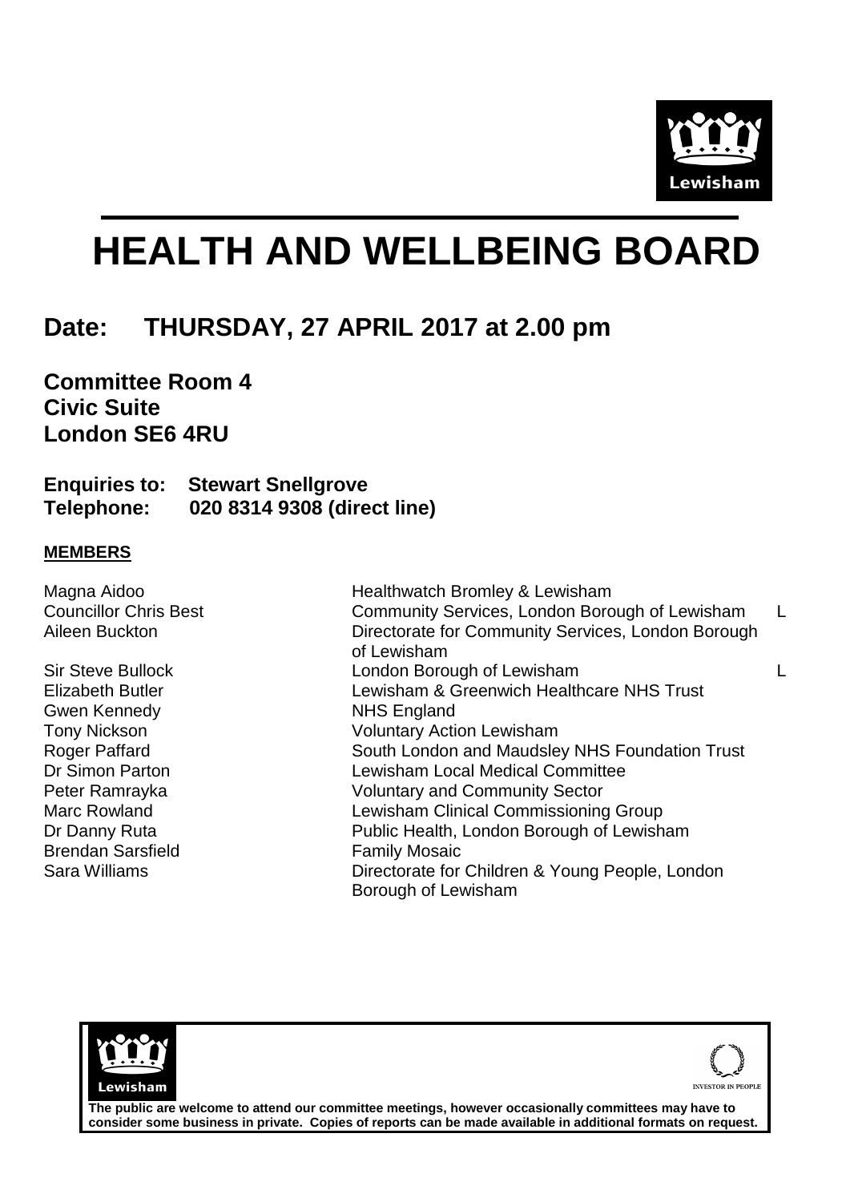# HEALTH AND WELLBEING BOARD

## Date: THURSDAY, 27 APRIL 2017 at 2.00 pm

**Committee Room 4**
**Civic Suite**
**London SE6 4RU**

**Enquiries to: Stewart Snellgrove**
**Telephone: 020 8314 9308 (direct line)**

**MEMBERS**

| | | |
|---|---|---|
| Magna Aidoo | Healthwatch Bromley & Lewisham | |
| Councillor Chris Best | Community Services, London Borough of Lewisham | L |
| Aileen Buckton | Directorate for Community Services, London Borough of Lewisham | |
| Sir Steve Bullock | London Borough of Lewisham | L |
| Elizabeth Butler | Lewisham & Greenwich Healthcare NHS Trust | |
| Gwen Kennedy | NHS England | |
| Tony Nickson | Voluntary Action Lewisham | |
| Roger Paffard | South London and Maudsley NHS Foundation Trust | |
| Dr Simon Parton | Lewisham Local Medical Committee | |
| Peter Ramrayka | Voluntary and Community Sector | |
| Marc Rowland | Lewisham Clinical Commissioning Group | |
| Dr Danny Ruta | Public Health, London Borough of Lewisham | |
| Brendan Sarsfield | Family Mosaic | |
| Sara Williams | Directorate for Children & Young People, London Borough of Lewisham | |

**The public are welcome to attend our committee meetings, however occasionally committees may have to consider some business in private. Copies of reports can be made available in additional formats on request.**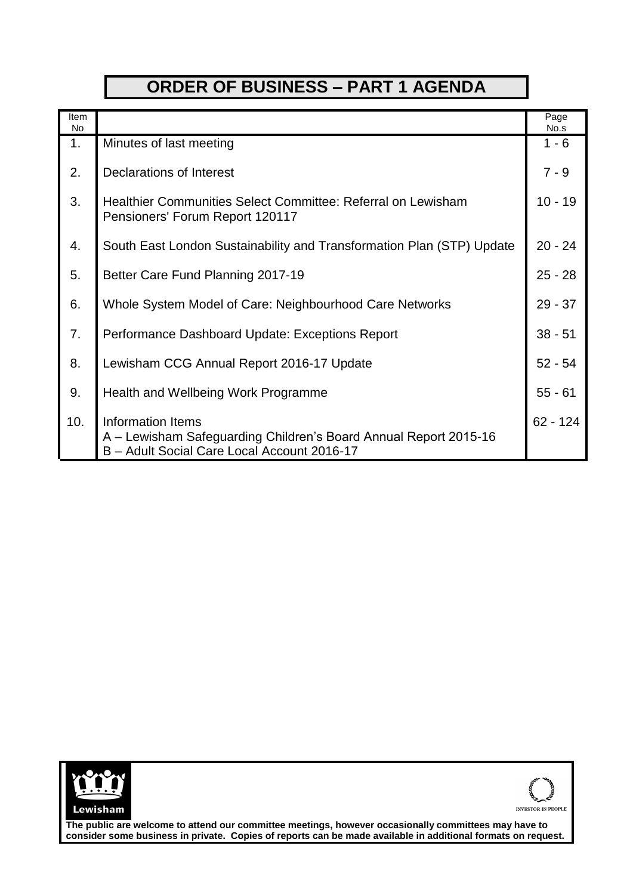# ORDER OF BUSINESS – PART 1 AGENDA

| Item No | | Page No.s |
|---|---|---|
| 1. | Minutes of last meeting | 1 - 6 |
| 2. | Declarations of Interest | 7 - 9 |
| 3. | Healthier Communities Select Committee: Referral on Lewisham Pensioners' Forum Report 120117 | 10 - 19 |
| 4. | South East London Sustainability and Transformation Plan (STP) Update | 20 - 24 |
| 5. | Better Care Fund Planning 2017-19 | 25 - 28 |
| 6. | Whole System Model of Care: Neighbourhood Care Networks | 29 - 37 |
| 7. | Performance Dashboard Update: Exceptions Report | 38 - 51 |
| 8. | Lewisham CCG Annual Report 2016-17 Update | 52 - 54 |
| 9. | Health and Wellbeing Work Programme | 55 - 61 |
| 10. | Information Items<br>A – Lewisham Safeguarding Children's Board Annual Report 2015-16<br>B – Adult Social Care Local Account 2016-17 | 62 - 124 |

Lewisham

INVESTOR IN PEOPLE

**The public are welcome to attend our committee meetings, however occasionally committees may have to consider some business in private. Copies of reports can be made available in additional formats on request.**